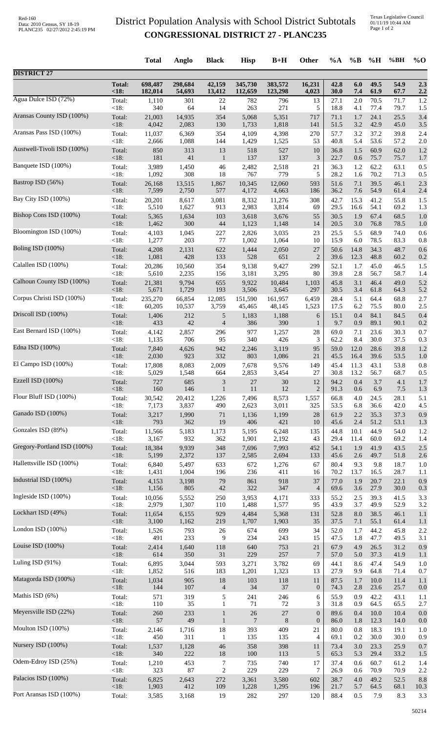# District Population Analysis with School District Subtotals

## CONGRESSIONAL DISTRICT 27 - PLANC235

| | | Total | Anglo | Black | Hisp | B+H | Other | %A | %B | %H | %BH | %O |
|---|---|---|---|---|---|---|---|---|---|---|---|---|
| **DISTRICT 27** | | | | | | | | | | | | |
| | **Total:** | **698,487** | **298,684** | **42,159** | **345,730** | **383,572** | **16,231** | **42.8** | **6.0** | **49.5** | **54.9** | **2.3** |
| | **<18:** | **182,014** | **54,693** | **13,412** | **112,659** | **123,298** | **4,023** | **30.0** | **7.4** | **61.9** | **67.7** | **2.2** |
| Agua Dulce ISD (72%) | Total: | 1,110 | 301 | 22 | 782 | 796 | 13 | 27.1 | 2.0 | 70.5 | 71.7 | 1.2 |
| | <18: | 340 | 64 | 14 | 263 | 271 | 5 | 18.8 | 4.1 | 77.4 | 79.7 | 1.5 |
| Aransas County ISD (100%) | Total: | 21,003 | 14,935 | 354 | 5,068 | 5,351 | 717 | 71.1 | 1.7 | 24.1 | 25.5 | 3.4 |
| | <18: | 4,042 | 2,083 | 130 | 1,733 | 1,818 | 141 | 51.5 | 3.2 | 42.9 | 45.0 | 3.5 |
| Aransas Pass ISD (100%) | Total: | 11,037 | 6,369 | 354 | 4,109 | 4,398 | 270 | 57.7 | 3.2 | 37.2 | 39.8 | 2.4 |
| | <18: | 2,666 | 1,088 | 144 | 1,429 | 1,525 | 53 | 40.8 | 5.4 | 53.6 | 57.2 | 2.0 |
| Austwell-Tivoli ISD (100%) | Total: | 850 | 313 | 13 | 518 | 527 | 10 | 36.8 | 1.5 | 60.9 | 62.0 | 1.2 |
| | <18: | 181 | 41 | 1 | 137 | 137 | 3 | 22.7 | 0.6 | 75.7 | 75.7 | 1.7 |
| Banquete ISD (100%) | Total: | 3,989 | 1,450 | 46 | 2,482 | 2,518 | 21 | 36.3 | 1.2 | 62.2 | 63.1 | 0.5 |
| | <18: | 1,092 | 308 | 18 | 767 | 779 | 5 | 28.2 | 1.6 | 70.2 | 71.3 | 0.5 |
| Bastrop ISD (56%) | Total: | 26,168 | 13,515 | 1,867 | 10,345 | 12,060 | 593 | 51.6 | 7.1 | 39.5 | 46.1 | 2.3 |
| | <18: | 7,599 | 2,750 | 577 | 4,172 | 4,663 | 186 | 36.2 | 7.6 | 54.9 | 61.4 | 2.4 |
| Bay City ISD (100%) | Total: | 20,201 | 8,617 | 3,081 | 8,332 | 11,276 | 308 | 42.7 | 15.3 | 41.2 | 55.8 | 1.5 |
| | <18: | 5,510 | 1,627 | 913 | 2,983 | 3,814 | 69 | 29.5 | 16.6 | 54.1 | 69.2 | 1.3 |
| Bishop Cons ISD (100%) | Total: | 5,365 | 1,634 | 103 | 3,618 | 3,676 | 55 | 30.5 | 1.9 | 67.4 | 68.5 | 1.0 |
| | <18: | 1,462 | 300 | 44 | 1,123 | 1,148 | 14 | 20.5 | 3.0 | 76.8 | 78.5 | 1.0 |
| Bloomington ISD (100%) | Total: | 4,103 | 1,045 | 227 | 2,826 | 3,035 | 23 | 25.5 | 5.5 | 68.9 | 74.0 | 0.6 |
| | <18: | 1,277 | 203 | 77 | 1,002 | 1,064 | 10 | 15.9 | 6.0 | 78.5 | 83.3 | 0.8 |
| Boling ISD (100%) | Total: | 4,208 | 2,131 | 622 | 1,444 | 2,050 | 27 | 50.6 | 14.8 | 34.3 | 48.7 | 0.6 |
| | <18: | 1,081 | 428 | 133 | 528 | 651 | 2 | 39.6 | 12.3 | 48.8 | 60.2 | 0.2 |
| Calallen ISD (100%) | Total: | 20,286 | 10,560 | 354 | 9,138 | 9,427 | 299 | 52.1 | 1.7 | 45.0 | 46.5 | 1.5 |
| | <18: | 5,610 | 2,235 | 156 | 3,181 | 3,295 | 80 | 39.8 | 2.8 | 56.7 | 58.7 | 1.4 |
| Calhoun County ISD (100%) | Total: | 21,381 | 9,794 | 655 | 9,922 | 10,484 | 1,103 | 45.8 | 3.1 | 46.4 | 49.0 | 5.2 |
| | <18: | 5,671 | 1,729 | 193 | 3,506 | 3,645 | 297 | 30.5 | 3.4 | 61.8 | 64.3 | 5.2 |
| Corpus Christi ISD (100%) | Total: | 235,270 | 66,854 | 12,085 | 151,590 | 161,957 | 6,459 | 28.4 | 5.1 | 64.4 | 68.8 | 2.7 |
| | <18: | 60,205 | 10,537 | 3,759 | 45,465 | 48,145 | 1,523 | 17.5 | 6.2 | 75.5 | 80.0 | 2.5 |
| Driscoll ISD (100%) | Total: | 1,406 | 212 | 5 | 1,183 | 1,188 | 6 | 15.1 | 0.4 | 84.1 | 84.5 | 0.4 |
| | <18: | 433 | 42 | 4 | 386 | 390 | 1 | 9.7 | 0.9 | 89.1 | 90.1 | 0.2 |
| East Bernard ISD (100%) | Total: | 4,142 | 2,857 | 296 | 977 | 1,257 | 28 | 69.0 | 7.1 | 23.6 | 30.3 | 0.7 |
| | <18: | 1,135 | 706 | 95 | 340 | 426 | 3 | 62.2 | 8.4 | 30.0 | 37.5 | 0.3 |
| Edna ISD (100%) | Total: | 7,840 | 4,626 | 942 | 2,246 | 3,119 | 95 | 59.0 | 12.0 | 28.6 | 39.8 | 1.2 |
| | <18: | 2,030 | 923 | 332 | 803 | 1,086 | 21 | 45.5 | 16.4 | 39.6 | 53.5 | 1.0 |
| El Campo ISD (100%) | Total: | 17,808 | 8,083 | 2,009 | 7,678 | 9,576 | 149 | 45.4 | 11.3 | 43.1 | 53.8 | 0.8 |
| | <18: | 5,029 | 1,548 | 664 | 2,853 | 3,454 | 27 | 30.8 | 13.2 | 56.7 | 68.7 | 0.5 |
| Ezzell ISD (100%) | Total: | 727 | 685 | 3 | 27 | 30 | 12 | 94.2 | 0.4 | 3.7 | 4.1 | 1.7 |
| | <18: | 160 | 146 | 1 | 11 | 12 | 2 | 91.3 | 0.6 | 6.9 | 7.5 | 1.3 |
| Flour Bluff ISD (100%) | Total: | 30,542 | 20,412 | 1,226 | 7,496 | 8,573 | 1,557 | 66.8 | 4.0 | 24.5 | 28.1 | 5.1 |
| | <18: | 7,173 | 3,837 | 490 | 2,623 | 3,011 | 325 | 53.5 | 6.8 | 36.6 | 42.0 | 4.5 |
| Ganado ISD (100%) | Total: | 3,217 | 1,990 | 71 | 1,136 | 1,199 | 28 | 61.9 | 2.2 | 35.3 | 37.3 | 0.9 |
| | <18: | 793 | 362 | 19 | 406 | 421 | 10 | 45.6 | 2.4 | 51.2 | 53.1 | 1.3 |
| Gonzales ISD (89%) | Total: | 11,566 | 5,183 | 1,173 | 5,195 | 6,248 | 135 | 44.8 | 10.1 | 44.9 | 54.0 | 1.2 |
| | <18: | 3,167 | 932 | 362 | 1,901 | 2,192 | 43 | 29.4 | 11.4 | 60.0 | 69.2 | 1.4 |
| Gregory-Portland ISD (100%) | Total: | 18,384 | 9,939 | 348 | 7,696 | 7,993 | 452 | 54.1 | 1.9 | 41.9 | 43.5 | 2.5 |
| | <18: | 5,199 | 2,372 | 137 | 2,585 | 2,694 | 133 | 45.6 | 2.6 | 49.7 | 51.8 | 2.6 |
| Hallettsville ISD (100%) | Total: | 6,840 | 5,497 | 633 | 672 | 1,276 | 67 | 80.4 | 9.3 | 9.8 | 18.7 | 1.0 |
| | <18: | 1,431 | 1,004 | 196 | 236 | 411 | 16 | 70.2 | 13.7 | 16.5 | 28.7 | 1.1 |
| Industrial ISD (100%) | Total: | 4,153 | 3,198 | 79 | 861 | 918 | 37 | 77.0 | 1.9 | 20.7 | 22.1 | 0.9 |
| | <18: | 1,156 | 805 | 42 | 322 | 347 | 4 | 69.6 | 3.6 | 27.9 | 30.0 | 0.3 |
| Ingleside ISD (100%) | Total: | 10,056 | 5,552 | 250 | 3,953 | 4,171 | 333 | 55.2 | 2.5 | 39.3 | 41.5 | 3.3 |
| | <18: | 2,979 | 1,307 | 110 | 1,488 | 1,577 | 95 | 43.9 | 3.7 | 49.9 | 52.9 | 3.2 |
| Lockhart ISD (49%) | Total: | 11,654 | 6,155 | 929 | 4,484 | 5,368 | 131 | 52.8 | 8.0 | 38.5 | 46.1 | 1.1 |
| | <18: | 3,100 | 1,162 | 219 | 1,707 | 1,903 | 35 | 37.5 | 7.1 | 55.1 | 61.4 | 1.1 |
| London ISD (100%) | Total: | 1,526 | 793 | 26 | 674 | 699 | 34 | 52.0 | 1.7 | 44.2 | 45.8 | 2.2 |
| | <18: | 491 | 233 | 9 | 234 | 243 | 15 | 47.5 | 1.8 | 47.7 | 49.5 | 3.1 |
| Louise ISD (100%) | Total: | 2,414 | 1,640 | 118 | 640 | 753 | 21 | 67.9 | 4.9 | 26.5 | 31.2 | 0.9 |
| | <18: | 614 | 350 | 31 | 229 | 257 | 7 | 57.0 | 5.0 | 37.3 | 41.9 | 1.1 |
| Luling ISD (91%) | Total: | 6,895 | 3,044 | 593 | 3,271 | 3,782 | 69 | 44.1 | 8.6 | 47.4 | 54.9 | 1.0 |
| | <18: | 1,852 | 516 | 183 | 1,201 | 1,323 | 13 | 27.9 | 9.9 | 64.8 | 71.4 | 0.7 |
| Matagorda ISD (100%) | Total: | 1,034 | 905 | 18 | 103 | 118 | 11 | 87.5 | 1.7 | 10.0 | 11.4 | 1.1 |
| | <18: | 144 | 107 | 4 | 34 | 37 | 0 | 74.3 | 2.8 | 23.6 | 25.7 | 0.0 |
| Mathis ISD (6%) | Total: | 571 | 319 | 5 | 241 | 246 | 6 | 55.9 | 0.9 | 42.2 | 43.1 | 1.1 |
| | <18: | 110 | 35 | 1 | 71 | 72 | 3 | 31.8 | 0.9 | 64.5 | 65.5 | 2.7 |
| Meyersville ISD (22%) | Total: | 260 | 233 | 1 | 26 | 27 | 0 | 89.6 | 0.4 | 10.0 | 10.4 | 0.0 |
| | <18: | 57 | 49 | 1 | 7 | 8 | 0 | 86.0 | 1.8 | 12.3 | 14.0 | 0.0 |
| Moulton ISD (100%) | Total: | 2,146 | 1,716 | 18 | 393 | 409 | 21 | 80.0 | 0.8 | 18.3 | 19.1 | 1.0 |
| | <18: | 450 | 311 | 1 | 135 | 135 | 4 | 69.1 | 0.2 | 30.0 | 30.0 | 0.9 |
| Nursery ISD (100%) | Total: | 1,537 | 1,128 | 46 | 358 | 398 | 11 | 73.4 | 3.0 | 23.3 | 25.9 | 0.7 |
| | <18: | 340 | 222 | 18 | 100 | 113 | 5 | 65.3 | 5.3 | 29.4 | 33.2 | 1.5 |
| Odem-Edroy ISD (25%) | Total: | 1,210 | 453 | 7 | 735 | 740 | 17 | 37.4 | 0.6 | 60.7 | 61.2 | 1.4 |
| | <18: | 323 | 87 | 2 | 229 | 229 | 7 | 26.9 | 0.6 | 70.9 | 70.9 | 2.2 |
| Palacios ISD (100%) | Total: | 6,825 | 2,643 | 272 | 3,361 | 3,580 | 602 | 38.7 | 4.0 | 49.2 | 52.5 | 8.8 |
| | <18: | 1,903 | 412 | 109 | 1,228 | 1,295 | 196 | 21.7 | 5.7 | 64.5 | 68.1 | 10.3 |
| Port Aransas ISD (100%) | Total: | 3,585 | 3,168 | 19 | 282 | 297 | 120 | 88.4 | 0.5 | 7.9 | 8.3 | 3.3 |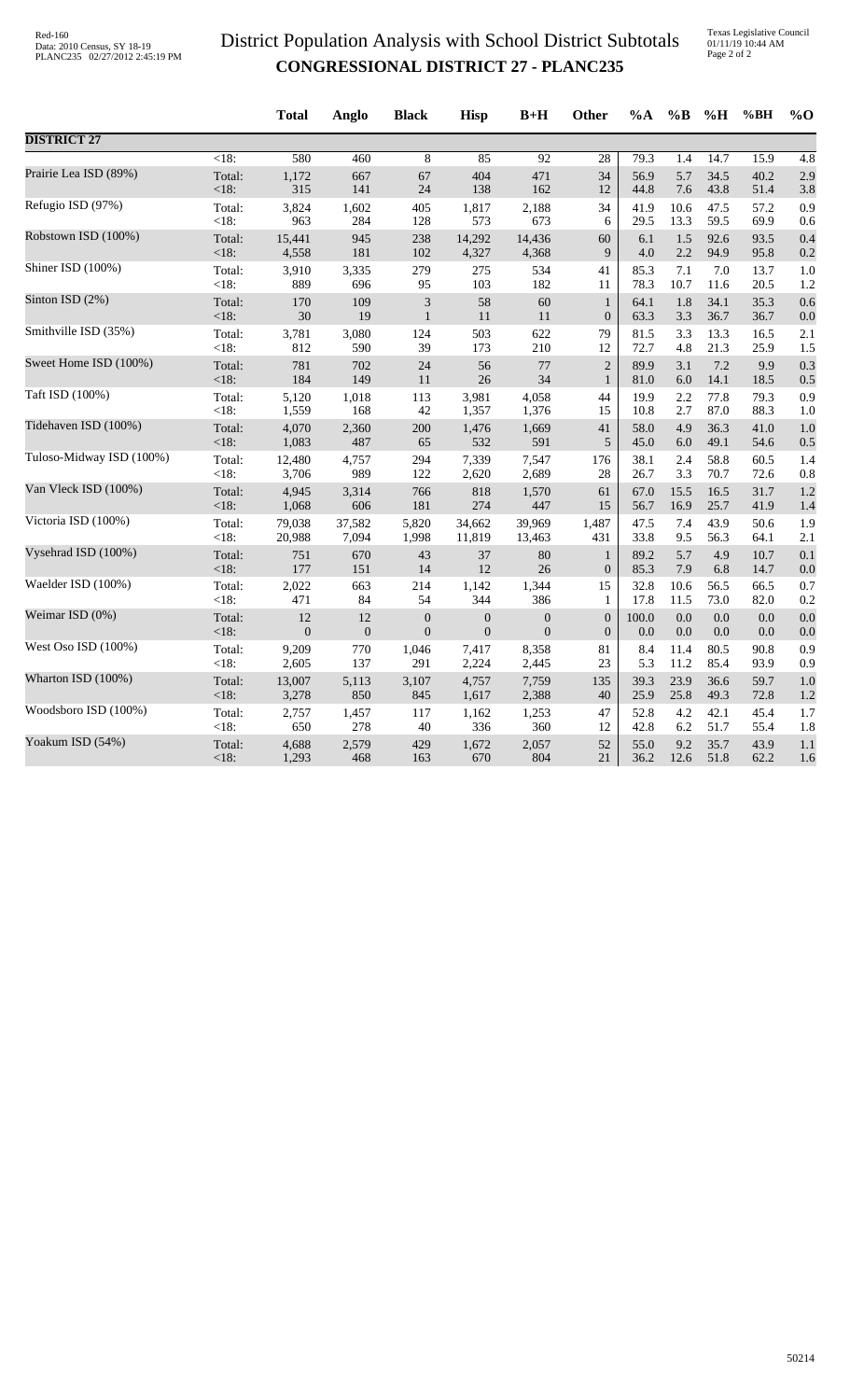# District Population Analysis with School District Subtotals
## CONGRESSIONAL DISTRICT 27 - PLANC235

| | | Total | Anglo | Black | Hisp | B+H | Other | %A | %B | %H | %BH | %O |
|---|---|---|---|---|---|---|---|---|---|---|---|---|
| **DISTRICT 27** | | | | | | | | | | | | |
| | <18: | 580 | 460 | 8 | 85 | 92 | 28 | 79.3 | 1.4 | 14.7 | 15.9 | 4.8 |
| Prairie Lea ISD (89%) | Total: | 1,172 | 667 | 67 | 404 | 471 | 34 | 56.9 | 5.7 | 34.5 | 40.2 | 2.9 |
| | <18: | 315 | 141 | 24 | 138 | 162 | 12 | 44.8 | 7.6 | 43.8 | 51.4 | 3.8 |
| Refugio ISD (97%) | Total: | 3,824 | 1,602 | 405 | 1,817 | 2,188 | 34 | 41.9 | 10.6 | 47.5 | 57.2 | 0.9 |
| | <18: | 963 | 284 | 128 | 573 | 673 | 6 | 29.5 | 13.3 | 59.5 | 69.9 | 0.6 |
| Robstown ISD (100%) | Total: | 15,441 | 945 | 238 | 14,292 | 14,436 | 60 | 6.1 | 1.5 | 92.6 | 93.5 | 0.4 |
| | <18: | 4,558 | 181 | 102 | 4,327 | 4,368 | 9 | 4.0 | 2.2 | 94.9 | 95.8 | 0.2 |
| Shiner ISD (100%) | Total: | 3,910 | 3,335 | 279 | 275 | 534 | 41 | 85.3 | 7.1 | 7.0 | 13.7 | 1.0 |
| | <18: | 889 | 696 | 95 | 103 | 182 | 11 | 78.3 | 10.7 | 11.6 | 20.5 | 1.2 |
| Sinton ISD (2%) | Total: | 170 | 109 | 3 | 58 | 60 | 1 | 64.1 | 1.8 | 34.1 | 35.3 | 0.6 |
| | <18: | 30 | 19 | 1 | 11 | 11 | 0 | 63.3 | 3.3 | 36.7 | 36.7 | 0.0 |
| Smithville ISD (35%) | Total: | 3,781 | 3,080 | 124 | 503 | 622 | 79 | 81.5 | 3.3 | 13.3 | 16.5 | 2.1 |
| | <18: | 812 | 590 | 39 | 173 | 210 | 12 | 72.7 | 4.8 | 21.3 | 25.9 | 1.5 |
| Sweet Home ISD (100%) | Total: | 781 | 702 | 24 | 56 | 77 | 2 | 89.9 | 3.1 | 7.2 | 9.9 | 0.3 |
| | <18: | 184 | 149 | 11 | 26 | 34 | 1 | 81.0 | 6.0 | 14.1 | 18.5 | 0.5 |
| Taft ISD (100%) | Total: | 5,120 | 1,018 | 113 | 3,981 | 4,058 | 44 | 19.9 | 2.2 | 77.8 | 79.3 | 0.9 |
| | <18: | 1,559 | 168 | 42 | 1,357 | 1,376 | 15 | 10.8 | 2.7 | 87.0 | 88.3 | 1.0 |
| Tidehaven ISD (100%) | Total: | 4,070 | 2,360 | 200 | 1,476 | 1,669 | 41 | 58.0 | 4.9 | 36.3 | 41.0 | 1.0 |
| | <18: | 1,083 | 487 | 65 | 532 | 591 | 5 | 45.0 | 6.0 | 49.1 | 54.6 | 0.5 |
| Tuloso-Midway ISD (100%) | Total: | 12,480 | 4,757 | 294 | 7,339 | 7,547 | 176 | 38.1 | 2.4 | 58.8 | 60.5 | 1.4 |
| | <18: | 3,706 | 989 | 122 | 2,620 | 2,689 | 28 | 26.7 | 3.3 | 70.7 | 72.6 | 0.8 |
| Van Vleck ISD (100%) | Total: | 4,945 | 3,314 | 766 | 818 | 1,570 | 61 | 67.0 | 15.5 | 16.5 | 31.7 | 1.2 |
| | <18: | 1,068 | 606 | 181 | 274 | 447 | 15 | 56.7 | 16.9 | 25.7 | 41.9 | 1.4 |
| Victoria ISD (100%) | Total: | 79,038 | 37,582 | 5,820 | 34,662 | 39,969 | 1,487 | 47.5 | 7.4 | 43.9 | 50.6 | 1.9 |
| | <18: | 20,988 | 7,094 | 1,998 | 11,819 | 13,463 | 431 | 33.8 | 9.5 | 56.3 | 64.1 | 2.1 |
| Vysehrad ISD (100%) | Total: | 751 | 670 | 43 | 37 | 80 | 1 | 89.2 | 5.7 | 4.9 | 10.7 | 0.1 |
| | <18: | 177 | 151 | 14 | 12 | 26 | 0 | 85.3 | 7.9 | 6.8 | 14.7 | 0.0 |
| Waelder ISD (100%) | Total: | 2,022 | 663 | 214 | 1,142 | 1,344 | 15 | 32.8 | 10.6 | 56.5 | 66.5 | 0.7 |
| | <18: | 471 | 84 | 54 | 344 | 386 | 1 | 17.8 | 11.5 | 73.0 | 82.0 | 0.2 |
| Weimar ISD (0%) | Total: | 12 | 12 | 0 | 0 | 0 | 0 | 100.0 | 0.0 | 0.0 | 0.0 | 0.0 |
| | <18: | 0 | 0 | 0 | 0 | 0 | 0 | 0.0 | 0.0 | 0.0 | 0.0 | 0.0 |
| West Oso ISD (100%) | Total: | 9,209 | 770 | 1,046 | 7,417 | 8,358 | 81 | 8.4 | 11.4 | 80.5 | 90.8 | 0.9 |
| | <18: | 2,605 | 137 | 291 | 2,224 | 2,445 | 23 | 5.3 | 11.2 | 85.4 | 93.9 | 0.9 |
| Wharton ISD (100%) | Total: | 13,007 | 5,113 | 3,107 | 4,757 | 7,759 | 135 | 39.3 | 23.9 | 36.6 | 59.7 | 1.0 |
| | <18: | 3,278 | 850 | 845 | 1,617 | 2,388 | 40 | 25.9 | 25.8 | 49.3 | 72.8 | 1.2 |
| Woodsboro ISD (100%) | Total: | 2,757 | 1,457 | 117 | 1,162 | 1,253 | 47 | 52.8 | 4.2 | 42.1 | 45.4 | 1.7 |
| | <18: | 650 | 278 | 40 | 336 | 360 | 12 | 42.8 | 6.2 | 51.7 | 55.4 | 1.8 |
| Yoakum ISD (54%) | Total: | 4,688 | 2,579 | 429 | 1,672 | 2,057 | 52 | 55.0 | 9.2 | 35.7 | 43.9 | 1.1 |
| | <18: | 1,293 | 468 | 163 | 670 | 804 | 21 | 36.2 | 12.6 | 51.8 | 62.2 | 1.6 |